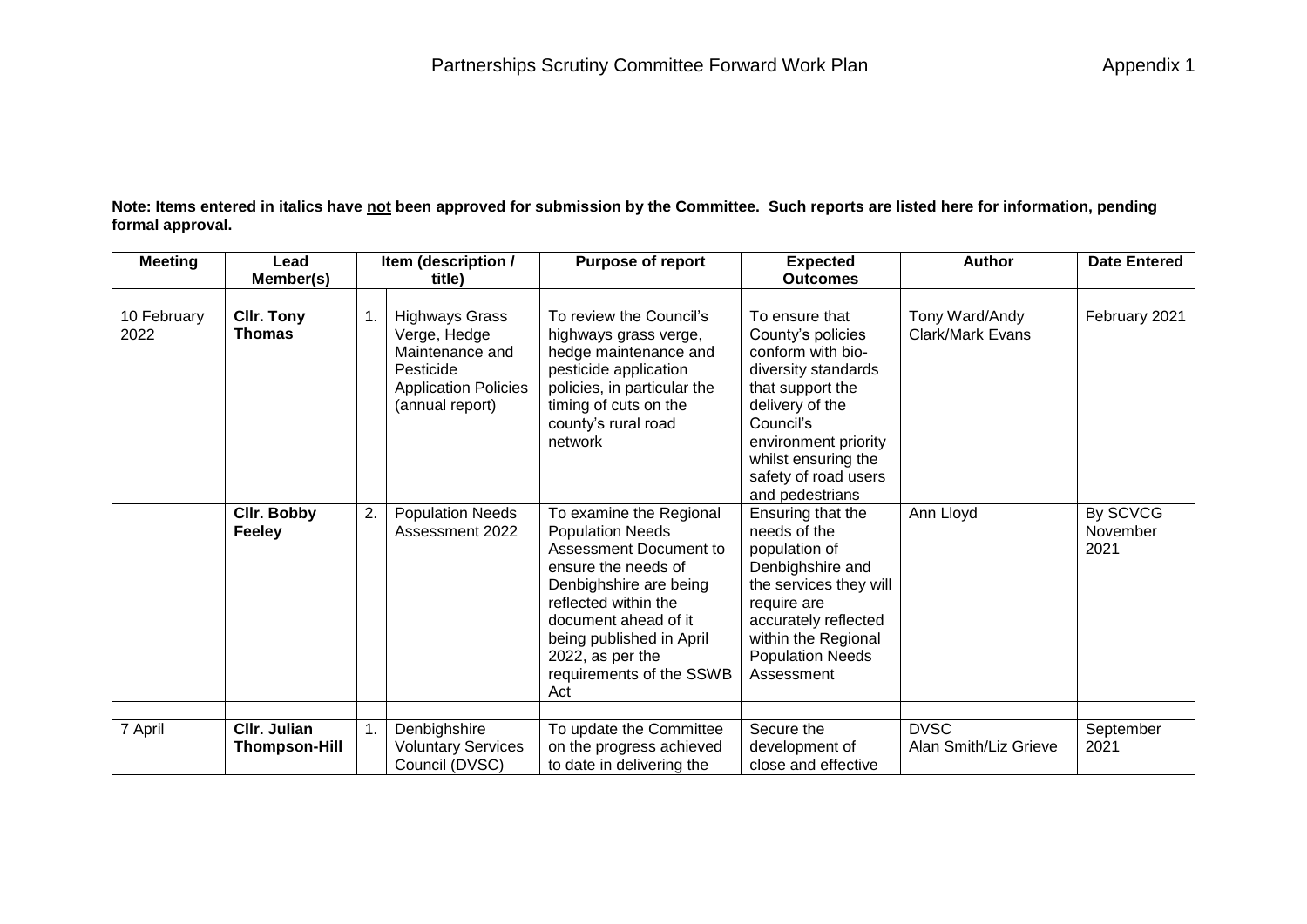# Partnerships Scrutiny Committee Forward Work Plan

Appendix 1

**Note: Items entered in italics have <u>not</u> been approved for submission by the Committee. Such reports are listed here for information, pending formal approval.**

| Meeting | Lead Member(s) | Item (description / title) | | Purpose of report | Expected Outcomes | Author | Date Entered |
|---|---|---|---|---|---|---|---|
| | | | | | | | |
| 10 February 2022 | **Cllr. Tony Thomas** | 1. | Highways Grass Verge, Hedge Maintenance and Pesticide Application Policies (annual report) | To review the Council's highways grass verge, hedge maintenance and pesticide application policies, in particular the timing of cuts on the county's rural road network | To ensure that County's policies conform with bio-diversity standards that support the delivery of the Council's environment priority whilst ensuring the safety of road users and pedestrians | Tony Ward/Andy Clark/Mark Evans | February 2021 |
| | **Cllr. Bobby Feeley** | 2. | Population Needs Assessment 2022 | To examine the Regional Population Needs Assessment Document to ensure the needs of Denbighshire are being reflected within the document ahead of it being published in April 2022, as per the requirements of the SSWB Act | Ensuring that the needs of the population of Denbighshire and the services they will require are accurately reflected within the Regional Population Needs Assessment | Ann Lloyd | By SCVCG November 2021 |
| | | | | | | | |
| 7 April | **Cllr. Julian Thompson-Hill** | 1. | Denbighshire Voluntary Services Council (DVSC) | To update the Committee on the progress achieved to date in delivering the | Secure the development of close and effective | DVSC Alan Smith/Liz Grieve | September 2021 |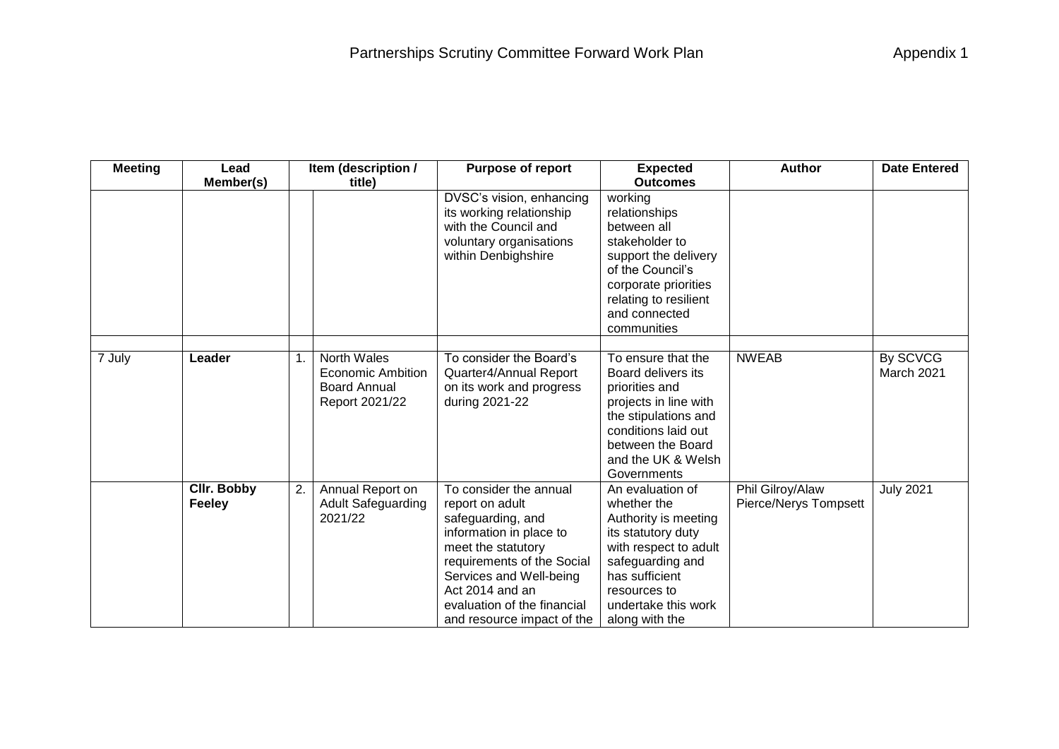# Partnerships Scrutiny Committee Forward Work Plan

Appendix 1

| Meeting | Lead Member(s) | Item (description / title) | | Purpose of report | Expected Outcomes | Author | Date Entered |
|---|---|---|---|---|---|---|---|
| | | | | DVSC's vision, enhancing its working relationship with the Council and voluntary organisations within Denbighshire | working relationships between all stakeholder to support the delivery of the Council's corporate priorities relating to resilient and connected communities | | |
| | | | | | | | |
| 7 July | **Leader** | 1. | North Wales Economic Ambition Board Annual Report 2021/22 | To consider the Board's Quarter4/Annual Report on its work and progress during 2021-22 | To ensure that the Board delivers its priorities and projects in line with the stipulations and conditions laid out between the Board and the UK & Welsh Governments | NWEAB | By SCVCG March 2021 |
| | **Cllr. Bobby Feeley** | 2. | Annual Report on Adult Safeguarding 2021/22 | To consider the annual report on adult safeguarding, and information in place to meet the statutory requirements of the Social Services and Well-being Act 2014 and an evaluation of the financial and resource impact of the | An evaluation of whether the Authority is meeting its statutory duty with respect to adult safeguarding and has sufficient resources to undertake this work along with the | Phil Gilroy/Alaw Pierce/Nerys Tompsett | July 2021 |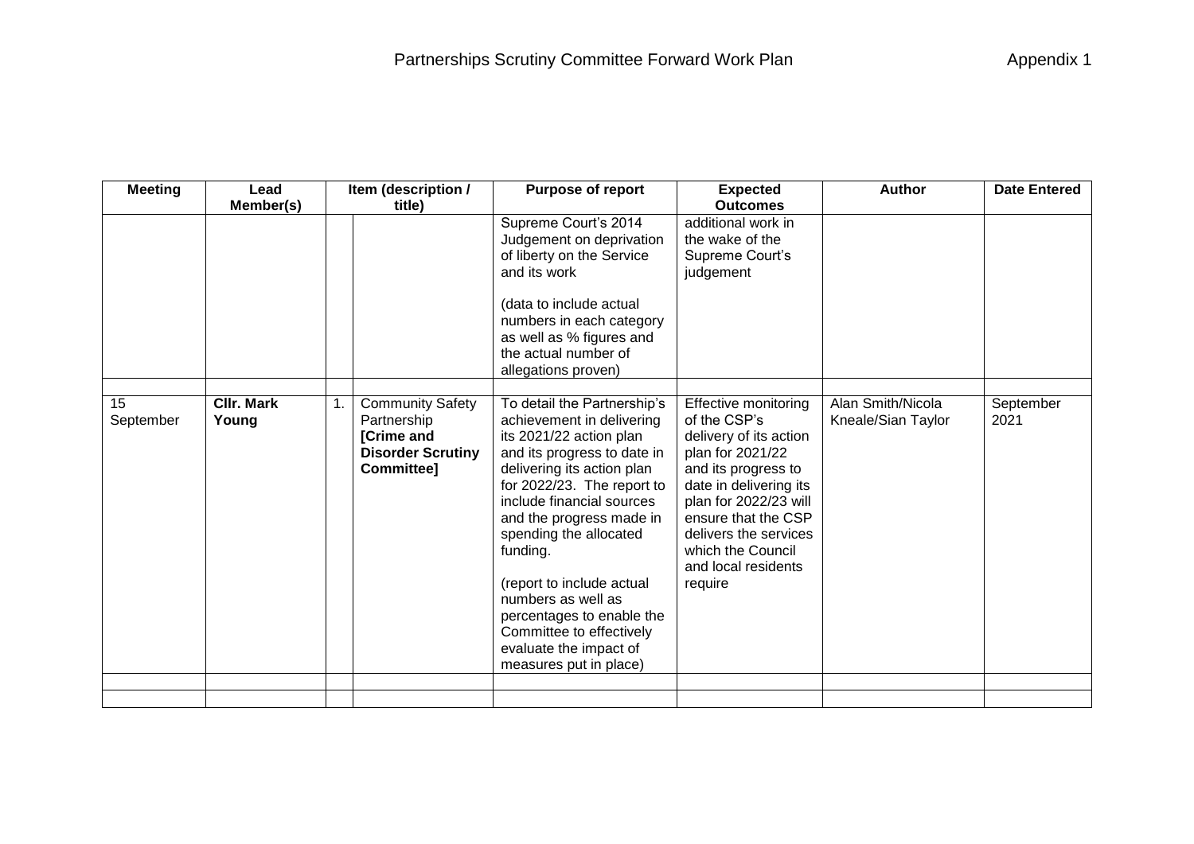| Meeting | Lead Member(s) | Item (description / title) | | Purpose of report | Expected Outcomes | Author | Date Entered |
|---|---|---|---|---|---|---|---|
| | | | | Supreme Court's 2014 Judgement on deprivation of liberty on the Service and its work<br><br>(data to include actual numbers in each category as well as % figures and the actual number of allegations proven) | additional work in the wake of the Supreme Court's judgement | | |
| | | | | | | | |
| 15 September | **Cllr. Mark Young** | 1. | Community Safety Partnership **[Crime and Disorder Scrutiny Committee]** | To detail the Partnership's achievement in delivering its 2021/22 action plan and its progress to date in delivering its action plan for 2022/23. The report to include financial sources and the progress made in spending the allocated funding.<br><br>(report to include actual numbers as well as percentages to enable the Committee to effectively evaluate the impact of measures put in place) | Effective monitoring of the CSP's delivery of its action plan for 2021/22 and its progress to date in delivering its plan for 2022/23 will ensure that the CSP delivers the services which the Council and local residents require | Alan Smith/Nicola Kneale/Sian Taylor | September 2021 |
| | | | | | | | |
| | | | | | | | |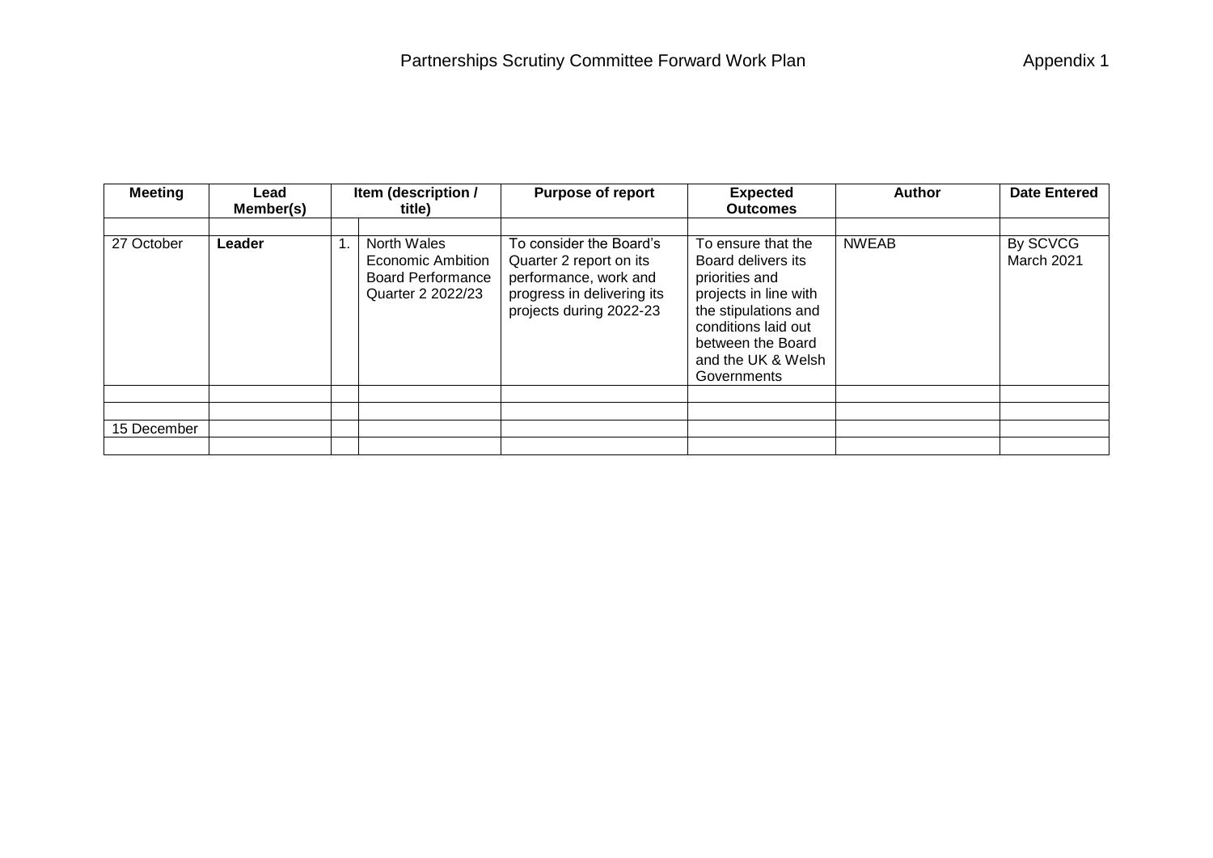# Partnerships Scrutiny Committee Forward Work Plan

Appendix 1

| Meeting | Lead Member(s) | Item (description / title) | | Purpose of report | Expected Outcomes | Author | Date Entered |
|---|---|---|---|---|---|---|---|
| | | | | | | | |
| 27 October | **Leader** | 1. | North Wales Economic Ambition Board Performance Quarter 2 2022/23 | To consider the Board's Quarter 2 report on its performance, work and progress in delivering its projects during 2022-23 | To ensure that the Board delivers its priorities and projects in line with the stipulations and conditions laid out between the Board and the UK & Welsh Governments | NWEAB | By SCVCG March 2021 |
| | | | | | | | |
| | | | | | | | |
| 15 December | | | | | | | |
| | | | | | | | |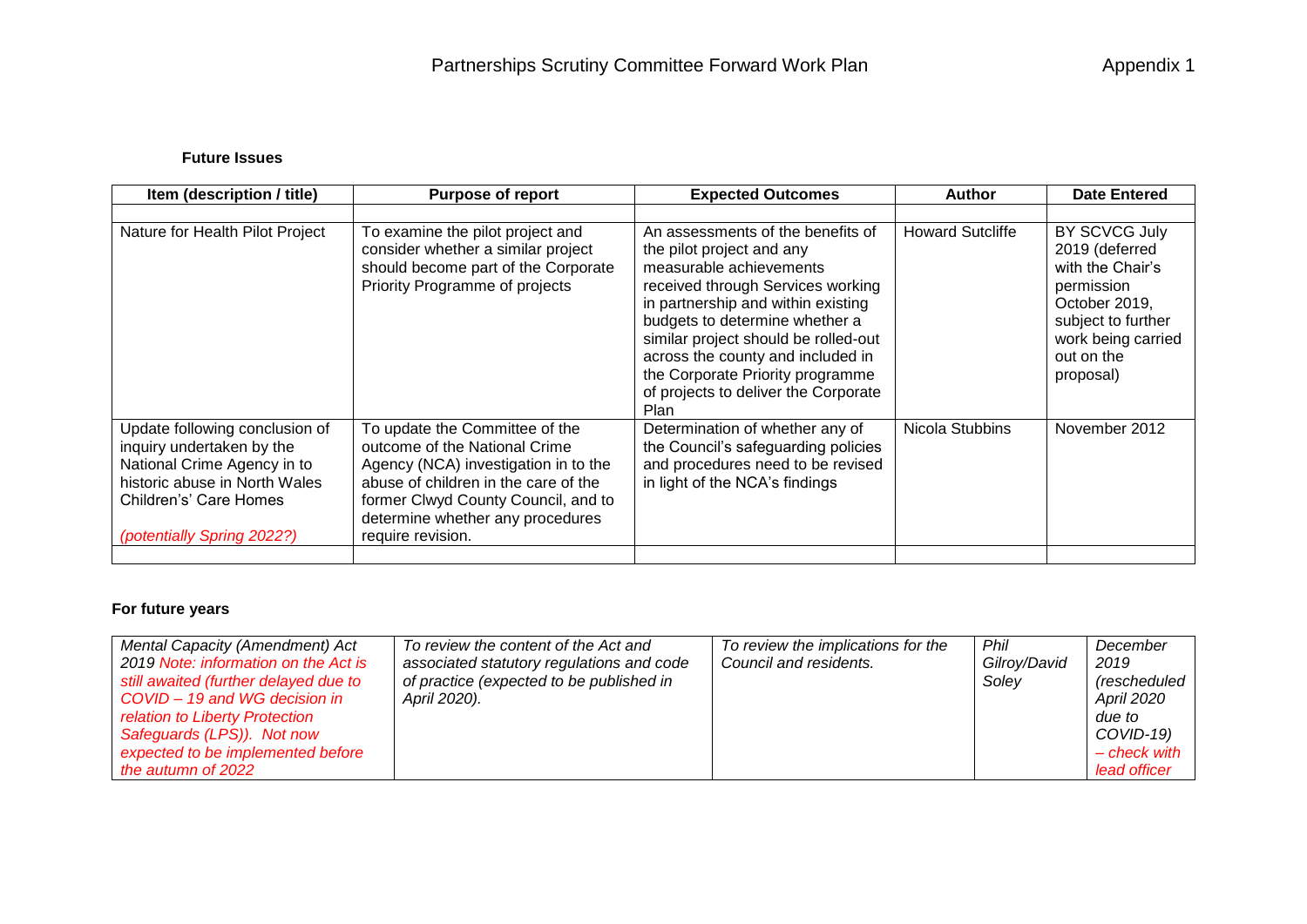# Partnerships Scrutiny Committee Forward Work Plan

Appendix 1

**Future Issues**

| Item (description / title) | Purpose of report | Expected Outcomes | Author | Date Entered |
|---|---|---|---|---|
| | | | | |
| Nature for Health Pilot Project | To examine the pilot project and consider whether a similar project should become part of the Corporate Priority Programme of projects | An assessments of the benefits of the pilot project and any measurable achievements received through Services working in partnership and within existing budgets to determine whether a similar project should be rolled-out across the county and included in the Corporate Priority programme of projects to deliver the Corporate Plan | Howard Sutcliffe | BY SCVCG July 2019 (deferred with the Chair's permission October 2019, subject to further work being carried out on the proposal) |
| Update following conclusion of inquiry undertaken by the National Crime Agency in to historic abuse in North Wales Children's' Care Homes *(potentially Spring 2022?)* | To update the Committee of the outcome of the National Crime Agency (NCA) investigation in to the abuse of children in the care of the former Clwyd County Council, and to determine whether any procedures require revision. | Determination of whether any of the Council's safeguarding policies and procedures need to be revised in light of the NCA's findings | Nicola Stubbins | November 2012 |
| | | | | |

**For future years**

| | | | | |
|---|---|---|---|---|
| *Mental Capacity (Amendment) Act 2019 Note: information on the Act is still awaited (further delayed due to COVID – 19 and WG decision in relation to Liberty Protection Safeguards (LPS)). Not now expected to be implemented before the autumn of 2022* | *To review the content of the Act and associated statutory regulations and code of practice (expected to be published in April 2020).* | *To review the implications for the Council and residents.* | *Phil Gilroy/David Soley* | *December 2019 (rescheduled April 2020 due to COVID-19) – check with lead officer* |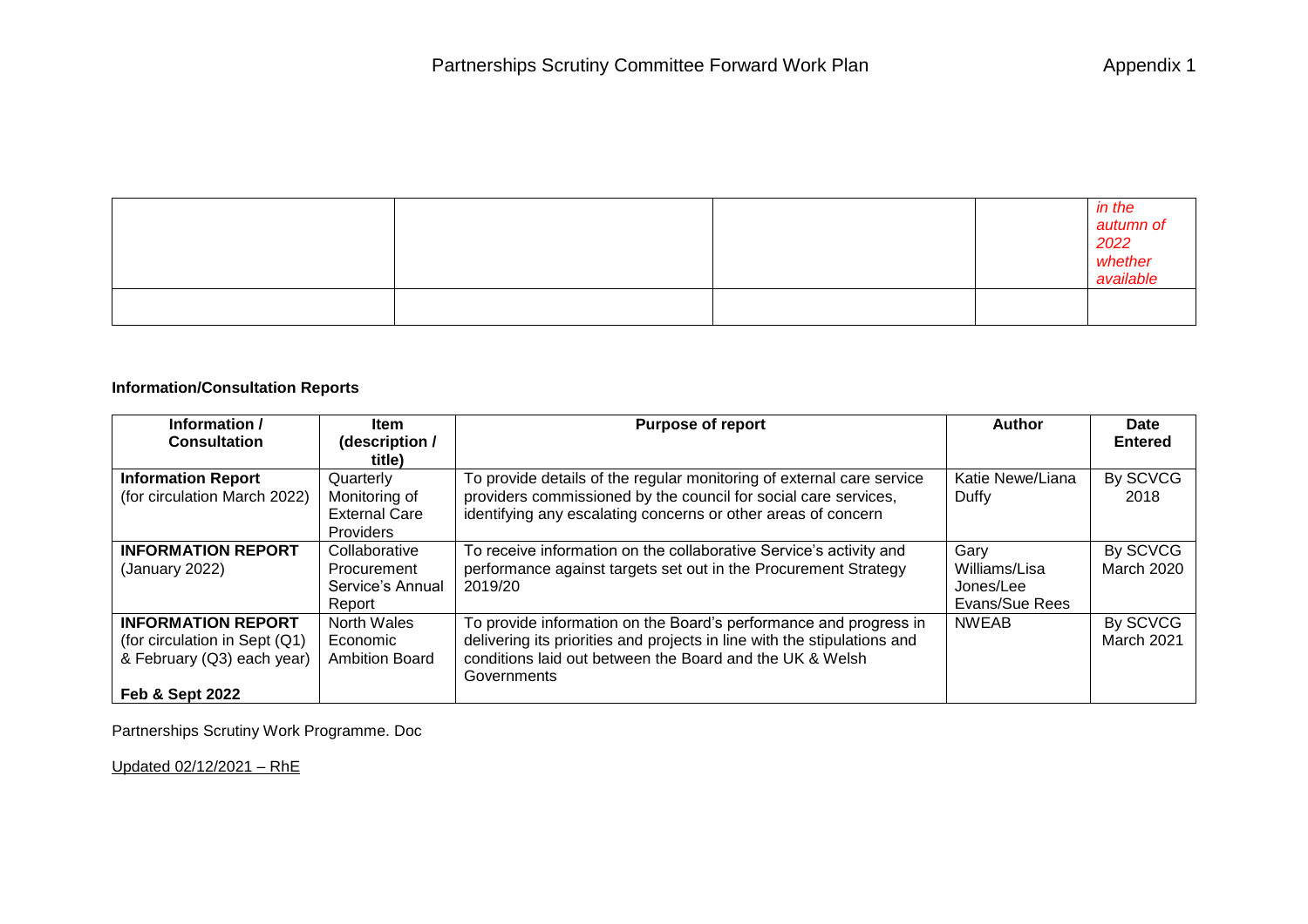| | | | | *in the autumn of 2022 whether available* |
|---|---|---|---|---|
| | | | | |

**Information/Consultation Reports**

| Information / Consultation | Item (description / title) | Purpose of report | Author | Date Entered |
|---|---|---|---|---|
| **Information Report** (for circulation March 2022) | Quarterly Monitoring of External Care Providers | To provide details of the regular monitoring of external care service providers commissioned by the council for social care services, identifying any escalating concerns or other areas of concern | Katie Newe/Liana Duffy | By SCVCG 2018 |
| **INFORMATION REPORT** (January 2022) | Collaborative Procurement Service's Annual Report | To receive information on the collaborative Service's activity and performance against targets set out in the Procurement Strategy 2019/20 | Gary Williams/Lisa Jones/Lee Evans/Sue Rees | By SCVCG March 2020 |
| **INFORMATION REPORT** (for circulation in Sept (Q1) & February (Q3) each year) **Feb & Sept 2022** | North Wales Economic Ambition Board | To provide information on the Board's performance and progress in delivering its priorities and projects in line with the stipulations and conditions laid out between the Board and the UK & Welsh Governments | NWEAB | By SCVCG March 2021 |

Partnerships Scrutiny Work Programme. Doc

Updated 02/12/2021 – RhE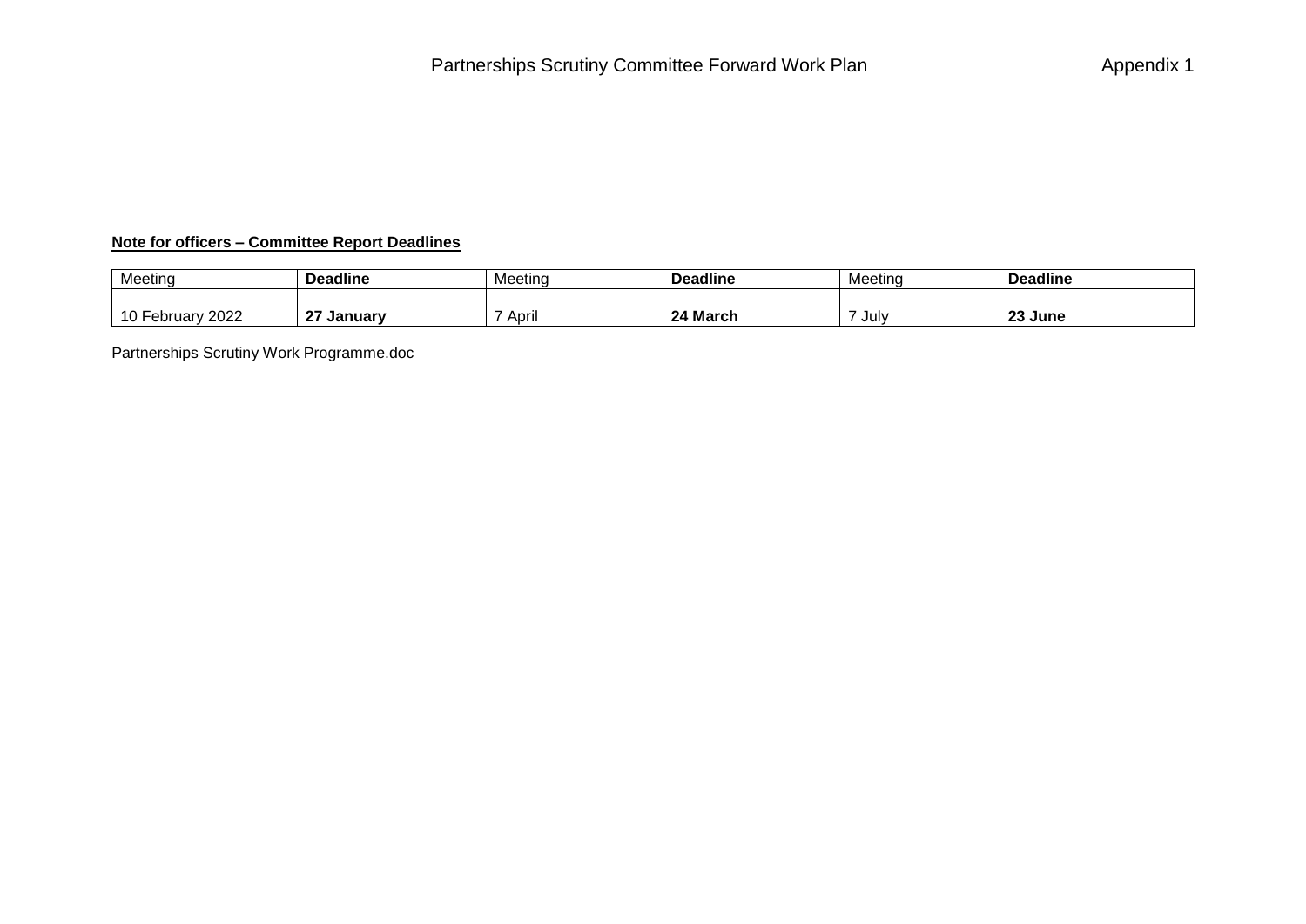**Note for officers – Committee Report Deadlines**

| Meeting | **Deadline** | Meeting | **Deadline** | Meeting | **Deadline** |
|---|---|---|---|---|---|
| | | | | | |
| 10 February 2022 | **27 January** | 7 April | **24 March** | 7 July | **23 June** |

Partnerships Scrutiny Work Programme.doc